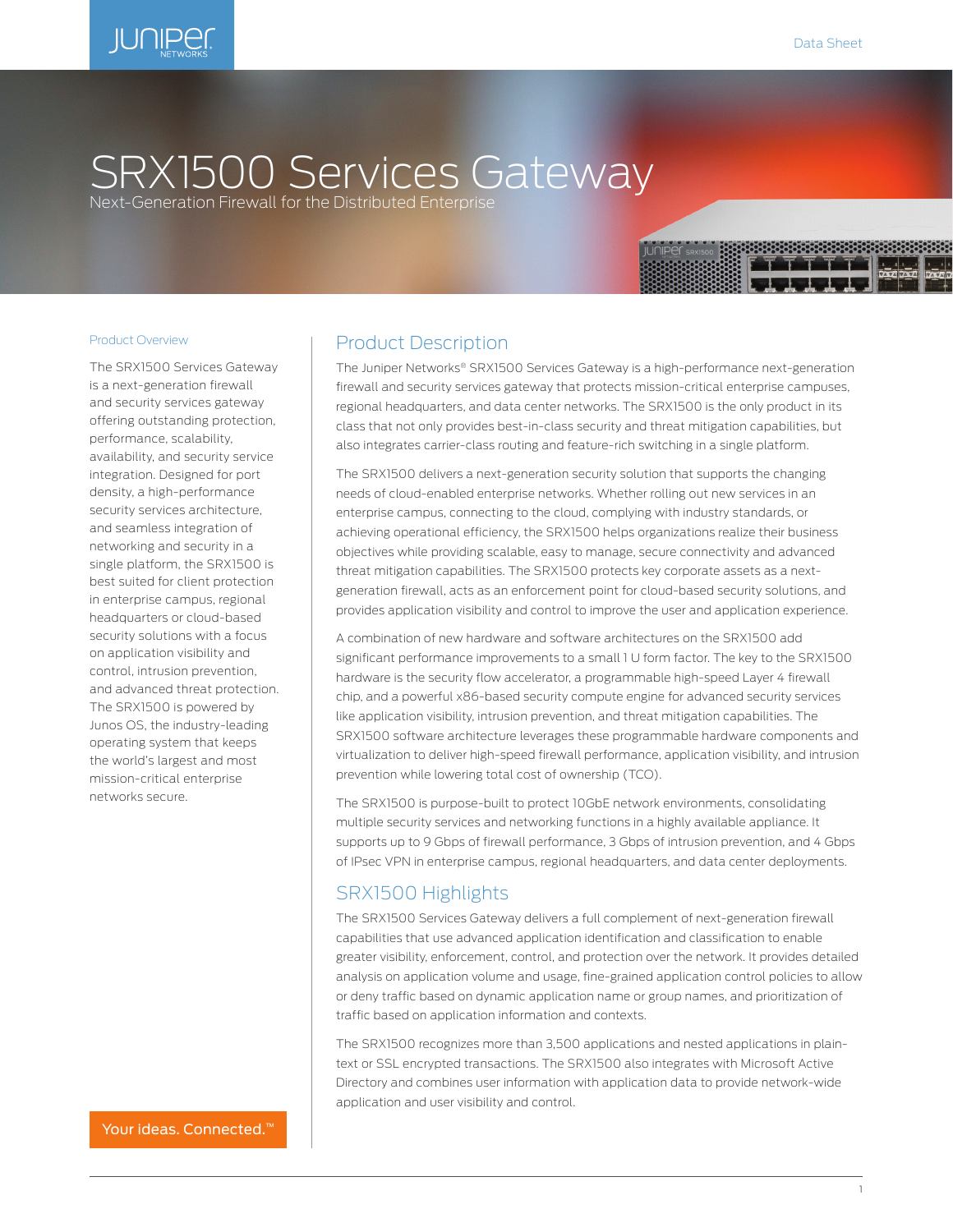# SRX1500 Services Gateway

Next-Generation Firewall for the Distributed Enterprise

## Product Overview

The SRX1500 Services Gateway is a next-generation firewall and security services gateway offering outstanding protection, performance, scalability, availability, and security service integration. Designed for port density, a high-performance security services architecture, and seamless integration of networking and security in a single platform, the SRX1500 is best suited for client protection in enterprise campus, regional headquarters or cloud-based security solutions with a focus on application visibility and control, intrusion prevention, and advanced threat protection. The SRX1500 is powered by Junos OS, the industry-leading operating system that keeps the world's largest and most mission-critical enterprise networks secure.

Your ideas. Connected.™

## Product Description

The Juniper Networks® SRX1500 Services Gateway is a high-performance next-generation firewall and security services gateway that protects mission-critical enterprise campuses, regional headquarters, and data center networks. The SRX1500 is the only product in its class that not only provides best-in-class security and threat mitigation capabilities, but also integrates carrier-class routing and feature-rich switching in a single platform.

The SRX1500 delivers a next-generation security solution that supports the changing needs of cloud-enabled enterprise networks. Whether rolling out new services in an enterprise campus, connecting to the cloud, complying with industry standards, or achieving operational efficiency, the SRX1500 helps organizations realize their business objectives while providing scalable, easy to manage, secure connectivity and advanced threat mitigation capabilities. The SRX1500 protects key corporate assets as a next-generation firewall, acts as an enforcement point for cloud-based security solutions, and provides application visibility and control to improve the user and application experience.

A combination of new hardware and software architectures on the SRX1500 add significant performance improvements to a small 1 U form factor. The key to the SRX1500 hardware is the security flow accelerator, a programmable high-speed Layer 4 firewall chip, and a powerful x86-based security compute engine for advanced security services like application visibility, intrusion prevention, and threat mitigation capabilities. The SRX1500 software architecture leverages these programmable hardware components and virtualization to deliver high-speed firewall performance, application visibility, and intrusion prevention while lowering total cost of ownership (TCO).

The SRX1500 is purpose-built to protect 10GbE network environments, consolidating multiple security services and networking functions in a highly available appliance. It supports up to 9 Gbps of firewall performance, 3 Gbps of intrusion prevention, and 4 Gbps of IPsec VPN in enterprise campus, regional headquarters, and data center deployments.

## SRX1500 Highlights

The SRX1500 Services Gateway delivers a full complement of next-generation firewall capabilities that use advanced application identification and classification to enable greater visibility, enforcement, control, and protection over the network. It provides detailed analysis on application volume and usage, fine-grained application control policies to allow or deny traffic based on dynamic application name or group names, and prioritization of traffic based on application information and contexts.

The SRX1500 recognizes more than 3,500 applications and nested applications in plain-text or SSL encrypted transactions. The SRX1500 also integrates with Microsoft Active Directory and combines user information with application data to provide network-wide application and user visibility and control.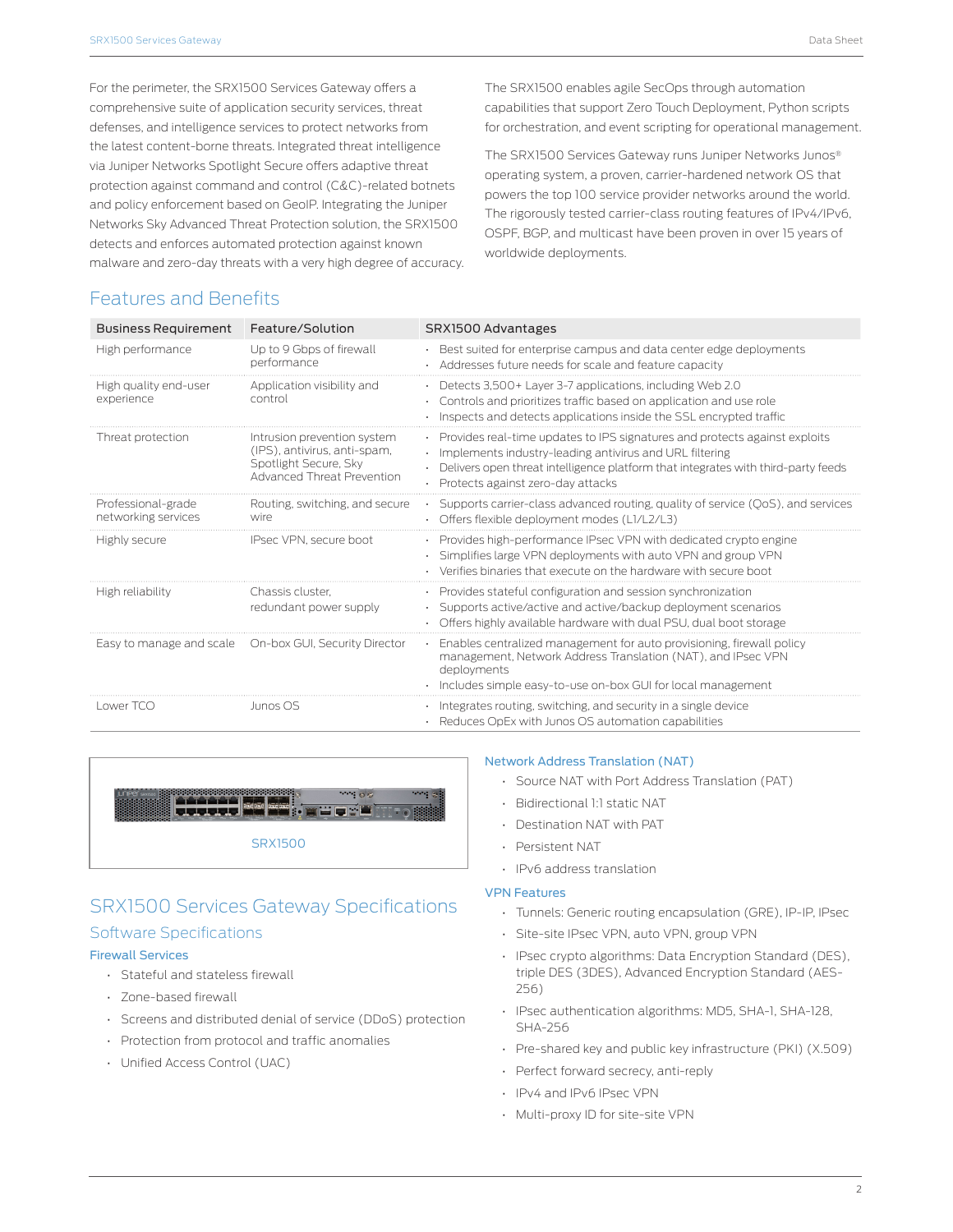For the perimeter, the SRX1500 Services Gateway offers a comprehensive suite of application security services, threat defenses, and intelligence services to protect networks from the latest content-borne threats. Integrated threat intelligence via Juniper Networks Spotlight Secure offers adaptive threat protection against command and control (C&C)-related botnets and policy enforcement based on GeoIP. Integrating the Juniper Networks Sky Advanced Threat Protection solution, the SRX1500 detects and enforces automated protection against known malware and zero-day threats with a very high degree of accuracy.

The SRX1500 enables agile SecOps through automation capabilities that support Zero Touch Deployment, Python scripts for orchestration, and event scripting for operational management.

The SRX1500 Services Gateway runs Juniper Networks Junos® operating system, a proven, carrier-hardened network OS that powers the top 100 service provider networks around the world. The rigorously tested carrier-class routing features of IPv4/IPv6, OSPF, BGP, and multicast have been proven in over 15 years of worldwide deployments.

## Features and Benefits

| Business Requirement | Feature/Solution | SRX1500 Advantages |
|---|---|---|
| High performance | Up to 9 Gbps of firewall performance | • Best suited for enterprise campus and data center edge deployments<br>• Addresses future needs for scale and feature capacity |
| High quality end-user experience | Application visibility and control | • Detects 3,500+ Layer 3-7 applications, including Web 2.0<br>• Controls and prioritizes traffic based on application and use role<br>• Inspects and detects applications inside the SSL encrypted traffic |
| Threat protection | Intrusion prevention system (IPS), antivirus, anti-spam, Spotlight Secure, Sky Advanced Threat Prevention | • Provides real-time updates to IPS signatures and protects against exploits<br>• Implements industry-leading antivirus and URL filtering<br>• Delivers open threat intelligence platform that integrates with third-party feeds<br>• Protects against zero-day attacks |
| Professional-grade networking services | Routing, switching, and secure wire | • Supports carrier-class advanced routing, quality of service (QoS), and services<br>• Offers flexible deployment modes (L1/L2/L3) |
| Highly secure | IPsec VPN, secure boot | • Provides high-performance IPsec VPN with dedicated crypto engine<br>• Simplifies large VPN deployments with auto VPN and group VPN<br>• Verifies binaries that execute on the hardware with secure boot |
| High reliability | Chassis cluster, redundant power supply | • Provides stateful configuration and session synchronization<br>• Supports active/active and active/backup deployment scenarios<br>• Offers highly available hardware with dual PSU, dual boot storage |
| Easy to manage and scale | On-box GUI, Security Director | • Enables centralized management for auto provisioning, firewall policy management, Network Address Translation (NAT), and IPsec VPN deployments<br>• Includes simple easy-to-use on-box GUI for local management |
| Lower TCO | Junos OS | • Integrates routing, switching, and security in a single device<br>• Reduces OpEx with Junos OS automation capabilities |

SRX1500

## SRX1500 Services Gateway Specifications

### Software Specifications

#### Firewall Services

- Stateful and stateless firewall
- Zone-based firewall
- Screens and distributed denial of service (DDoS) protection
- Protection from protocol and traffic anomalies
- Unified Access Control (UAC)

#### Network Address Translation (NAT)

- Source NAT with Port Address Translation (PAT)
- Bidirectional 1:1 static NAT
- Destination NAT with PAT
- Persistent NAT
- IPv6 address translation

#### VPN Features

- Tunnels: Generic routing encapsulation (GRE), IP-IP, IPsec
- Site-site IPsec VPN, auto VPN, group VPN
- IPsec crypto algorithms: Data Encryption Standard (DES), triple DES (3DES), Advanced Encryption Standard (AES-256)
- IPsec authentication algorithms: MD5, SHA-1, SHA-128, SHA-256
- Pre-shared key and public key infrastructure (PKI) (X.509)
- Perfect forward secrecy, anti-reply
- IPv4 and IPv6 IPsec VPN
- Multi-proxy ID for site-site VPN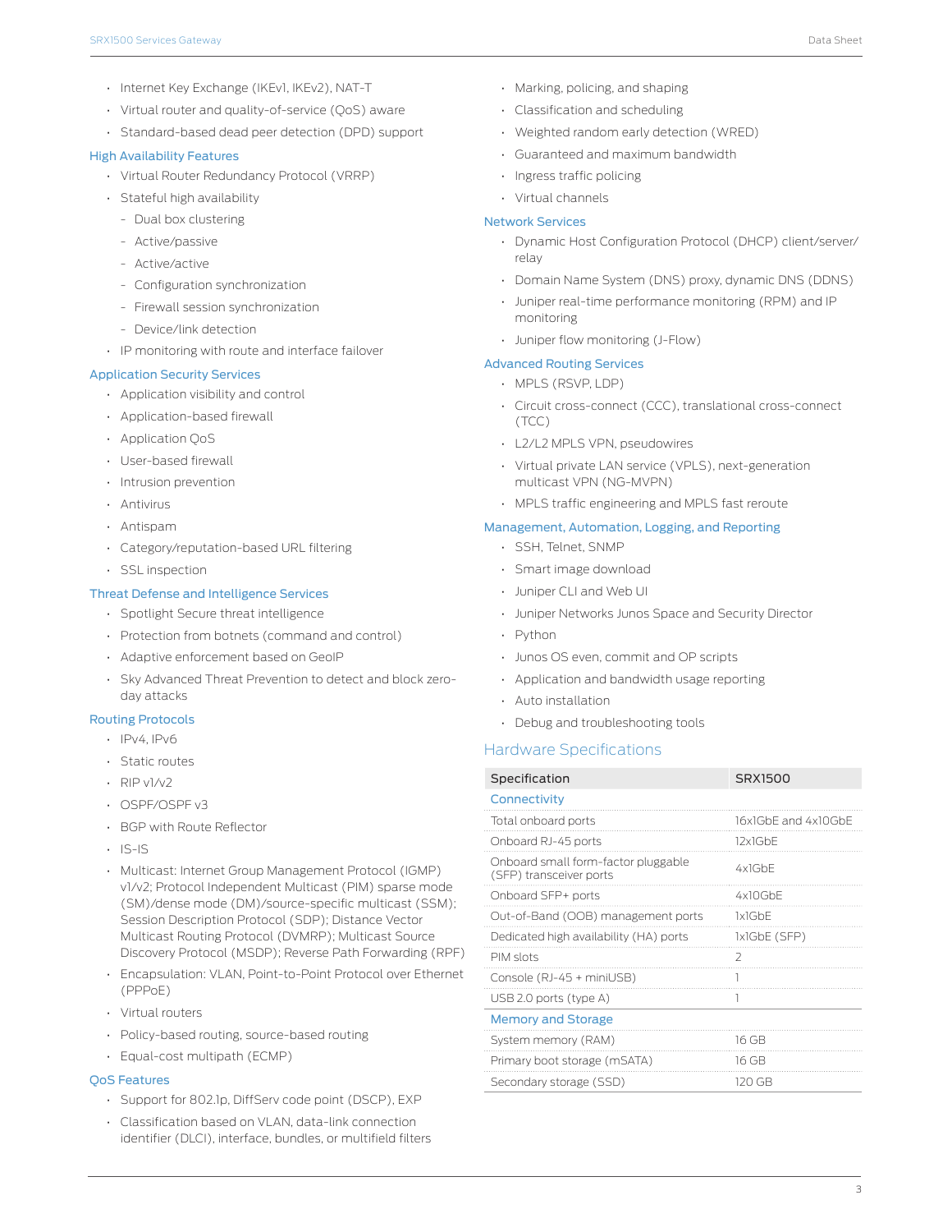- Internet Key Exchange (IKEv1, IKEv2), NAT-T
- Virtual router and quality-of-service (QoS) aware
- Standard-based dead peer detection (DPD) support

### High Availability Features

- Virtual Router Redundancy Protocol (VRRP)
- Stateful high availability
  - Dual box clustering
  - Active/passive
  - Active/active
  - Configuration synchronization
  - Firewall session synchronization
  - Device/link detection
- IP monitoring with route and interface failover

### Application Security Services

- Application visibility and control
- Application-based firewall
- Application QoS
- User-based firewall
- Intrusion prevention
- Antivirus
- Antispam
- Category/reputation-based URL filtering
- SSL inspection

### Threat Defense and Intelligence Services

- Spotlight Secure threat intelligence
- Protection from botnets (command and control)
- Adaptive enforcement based on GeoIP
- Sky Advanced Threat Prevention to detect and block zero-day attacks

### Routing Protocols

- IPv4, IPv6
- Static routes
- RIP v1/v2
- OSPF/OSPF v3
- BGP with Route Reflector
- IS-IS
- Multicast: Internet Group Management Protocol (IGMP) v1/v2; Protocol Independent Multicast (PIM) sparse mode (SM)/dense mode (DM)/source-specific multicast (SSM); Session Description Protocol (SDP); Distance Vector Multicast Routing Protocol (DVMRP); Multicast Source Discovery Protocol (MSDP); Reverse Path Forwarding (RPF)
- Encapsulation: VLAN, Point-to-Point Protocol over Ethernet (PPPoE)
- Virtual routers
- Policy-based routing, source-based routing
- Equal-cost multipath (ECMP)

### QoS Features

- Support for 802.1p, DiffServ code point (DSCP), EXP
- Classification based on VLAN, data-link connection identifier (DLCI), interface, bundles, or multifield filters
- Marking, policing, and shaping
- Classification and scheduling
- Weighted random early detection (WRED)
- Guaranteed and maximum bandwidth
- Ingress traffic policing
- Virtual channels

### Network Services

- Dynamic Host Configuration Protocol (DHCP) client/server/relay
- Domain Name System (DNS) proxy, dynamic DNS (DDNS)
- Juniper real-time performance monitoring (RPM) and IP monitoring
- Juniper flow monitoring (J-Flow)

### Advanced Routing Services

- MPLS (RSVP, LDP)
- Circuit cross-connect (CCC), translational cross-connect (TCC)
- L2/L2 MPLS VPN, pseudowires
- Virtual private LAN service (VPLS), next-generation multicast VPN (NG-MVPN)
- MPLS traffic engineering and MPLS fast reroute

### Management, Automation, Logging, and Reporting

- SSH, Telnet, SNMP
- Smart image download
- Juniper CLI and Web UI
- Juniper Networks Junos Space and Security Director
- Python
- Junos OS even, commit and OP scripts
- Application and bandwidth usage reporting
- Auto installation
- Debug and troubleshooting tools

## Hardware Specifications

| Specification | SRX1500 |
|---|---|
| **Connectivity** | |
| Total onboard ports | 16x1GbE and 4x10GbE |
| Onboard RJ-45 ports | 12x1GbE |
| Onboard small form-factor pluggable (SFP) transceiver ports | 4x1GbE |
| Onboard SFP+ ports | 4x10GbE |
| Out-of-Band (OOB) management ports | 1x1GbE |
| Dedicated high availability (HA) ports | 1x1GbE (SFP) |
| PIM slots | 2 |
| Console (RJ-45 + miniUSB) | 1 |
| USB 2.0 ports (type A) | 1 |
| **Memory and Storage** | |
| System memory (RAM) | 16 GB |
| Primary boot storage (mSATA) | 16 GB |
| Secondary storage (SSD) | 120 GB |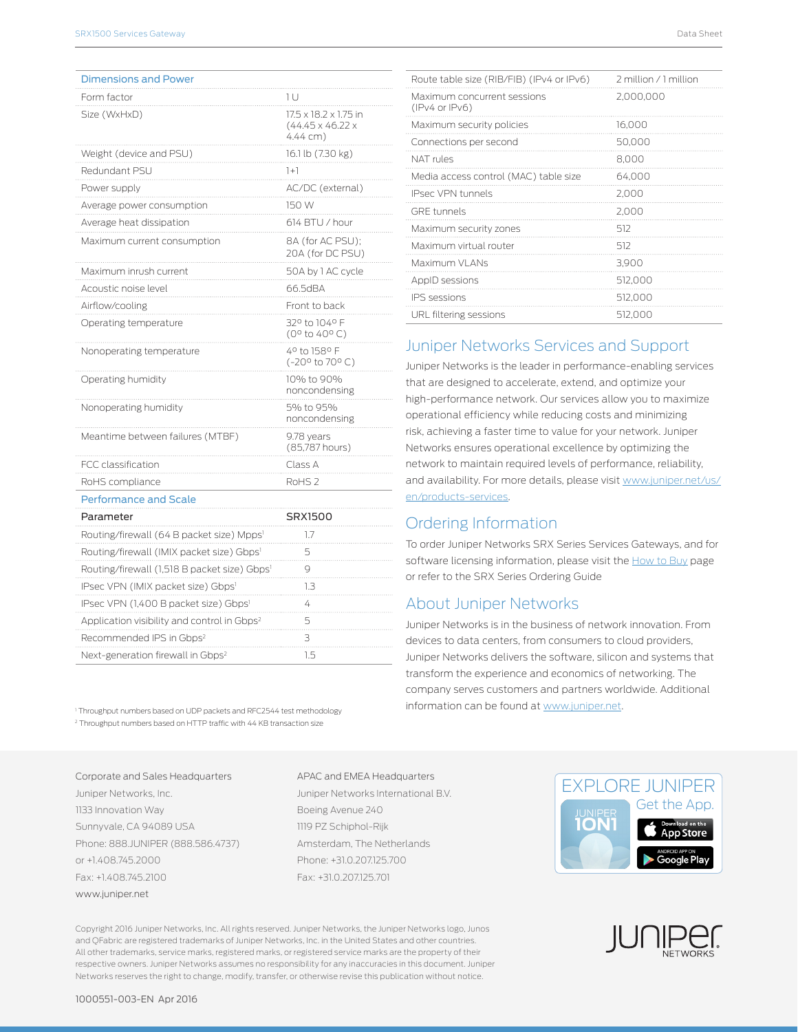## Dimensions and Power

| | |
|---|---|
| Form factor | 1 U |
| Size (WxHxD) | 17.5 x 18.2 x 1.75 in (44.45 x 46.22 x 4.44 cm) |
| Weight (device and PSU) | 16.1 lb (7.30 kg) |
| Redundant PSU | 1+1 |
| Power supply | AC/DC (external) |
| Average power consumption | 150 W |
| Average heat dissipation | 614 BTU / hour |
| Maximum current consumption | 8A (for AC PSU); 20A (for DC PSU) |
| Maximum inrush current | 50A by 1 AC cycle |
| Acoustic noise level | 66.5dBA |
| Airflow/cooling | Front to back |
| Operating temperature | 32º to 104º F (0º to 40º C) |
| Nonoperating temperature | 4º to 158º F (-20º to 70º C) |
| Operating humidity | 10% to 90% noncondensing |
| Nonoperating humidity | 5% to 95% noncondensing |
| Meantime between failures (MTBF) | 9.78 years (85,787 hours) |
| FCC classification | Class A |
| RoHS compliance | RoHS 2 |

## Performance and Scale

| Parameter | SRX1500 |
|---|---|
| Routing/firewall (64 B packet size) Mpps[1] | 1.7 |
| Routing/firewall (IMIX packet size) Gbps[1] | 5 |
| Routing/firewall (1,518 B packet size) Gbps[1] | 9 |
| IPsec VPN (IMIX packet size) Gbps[1] | 1.3 |
| IPsec VPN (1,400 B packet size) Gbps[1] | 4 |
| Application visibility and control in Gbps[2] | 5 |
| Recommended IPS in Gbps[2] | 3 |
| Next-generation firewall in Gbps[2] | 1.5 |
| Route table size (RIB/FIB) (IPv4 or IPv6) | 2 million / 1 million |
| Maximum concurrent sessions (IPv4 or IPv6) | 2,000,000 |
| Maximum security policies | 16,000 |
| Connections per second | 50,000 |
| NAT rules | 8,000 |
| Media access control (MAC) table size | 64,000 |
| IPsec VPN tunnels | 2,000 |
| GRE tunnels | 2,000 |
| Maximum security zones | 512 |
| Maximum virtual router | 512 |
| Maximum VLANs | 3,900 |
| AppID sessions | 512,000 |
| IPS sessions | 512,000 |
| URL filtering sessions | 512,000 |

[1] Throughput numbers based on UDP packets and RFC2544 test methodology

[2] Throughput numbers based on HTTP traffic with 44 KB transaction size

## Juniper Networks Services and Support

Juniper Networks is the leader in performance-enabling services that are designed to accelerate, extend, and optimize your high-performance network. Our services allow you to maximize operational efficiency while reducing costs and minimizing risk, achieving a faster time to value for your network. Juniper Networks ensures operational excellence by optimizing the network to maintain required levels of performance, reliability, and availability. For more details, please visit www.juniper.net/us/en/products-services.

## Ordering Information

To order Juniper Networks SRX Series Services Gateways, and for software licensing information, please visit the How to Buy page or refer to the SRX Series Ordering Guide

## About Juniper Networks

Juniper Networks is in the business of network innovation. From devices to data centers, from consumers to cloud providers, Juniper Networks delivers the software, silicon and systems that transform the experience and economics of networking. The company serves customers and partners worldwide. Additional information can be found at www.juniper.net.

Corporate and Sales Headquarters
Juniper Networks, Inc.
1133 Innovation Way
Sunnyvale, CA 94089 USA
Phone: 888.JUNIPER (888.586.4737)
or +1.408.745.2000
Fax: +1.408.745.2100
www.juniper.net

APAC and EMEA Headquarters
Juniper Networks International B.V.
Boeing Avenue 240
1119 PZ Schiphol-Rijk
Amsterdam, The Netherlands
Phone: +31.0.207.125.700
Fax: +31.0.207.125.701

EXPLORE JUNIPER
Get the App.

Copyright 2016 Juniper Networks, Inc. All rights reserved. Juniper Networks, the Juniper Networks logo, Junos and QFabric are registered trademarks of Juniper Networks, Inc. in the United States and other countries. All other trademarks, service marks, registered marks, or registered service marks are the property of their respective owners. Juniper Networks assumes no responsibility for any inaccuracies in this document. Juniper Networks reserves the right to change, modify, transfer, or otherwise revise this publication without notice.

1000551-003-EN Apr 2016